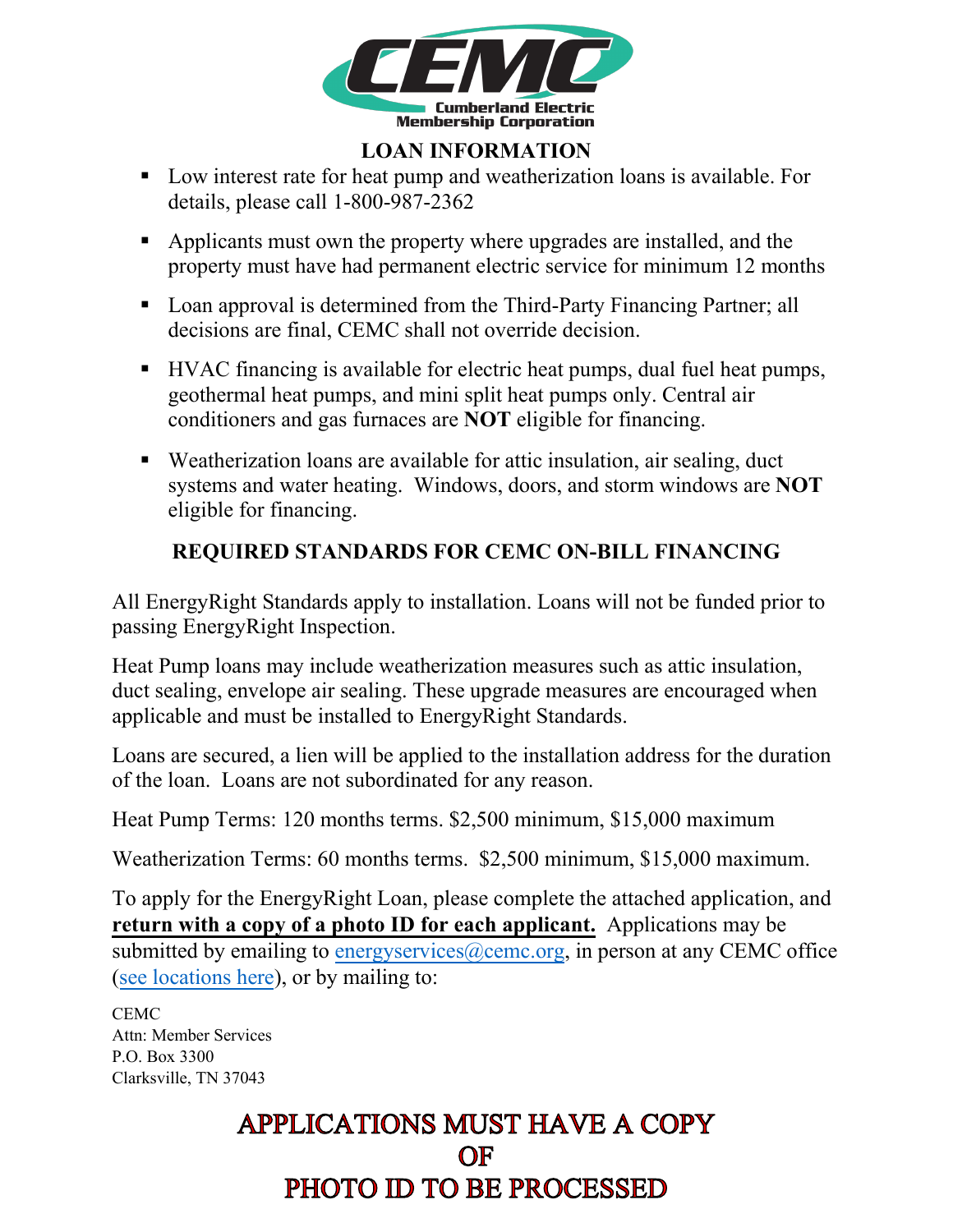CEMC
Cumberland Electric Membership Corporation

## LOAN INFORMATION

- Low interest rate for heat pump and weatherization loans is available. For details, please call 1-800-987-2362
- Applicants must own the property where upgrades are installed, and the property must have had permanent electric service for minimum 12 months
- Loan approval is determined from the Third-Party Financing Partner; all decisions are final, CEMC shall not override decision.
- HVAC financing is available for electric heat pumps, dual fuel heat pumps, geothermal heat pumps, and mini split heat pumps only. Central air conditioners and gas furnaces are **NOT** eligible for financing.
- Weatherization loans are available for attic insulation, air sealing, duct systems and water heating. Windows, doors, and storm windows are **NOT** eligible for financing.

## REQUIRED STANDARDS FOR CEMC ON-BILL FINANCING

All EnergyRight Standards apply to installation. Loans will not be funded prior to passing EnergyRight Inspection.

Heat Pump loans may include weatherization measures such as attic insulation, duct sealing, envelope air sealing. These upgrade measures are encouraged when applicable and must be installed to EnergyRight Standards.

Loans are secured, a lien will be applied to the installation address for the duration of the loan. Loans are not subordinated for any reason.

Heat Pump Terms: 120 months terms. $2,500 minimum, $15,000 maximum

Weatherization Terms: 60 months terms. $2,500 minimum, $15,000 maximum.

To apply for the EnergyRight Loan, please complete the attached application, and **return with a copy of a photo ID for each applicant.** Applications may be submitted by emailing to energyservices@cemc.org, in person at any CEMC office (see locations here), or by mailing to:

CEMC
Attn: Member Services
P.O. Box 3300
Clarksville, TN 37043

**APPLICATIONS MUST HAVE A COPY OF PHOTO ID TO BE PROCESSED**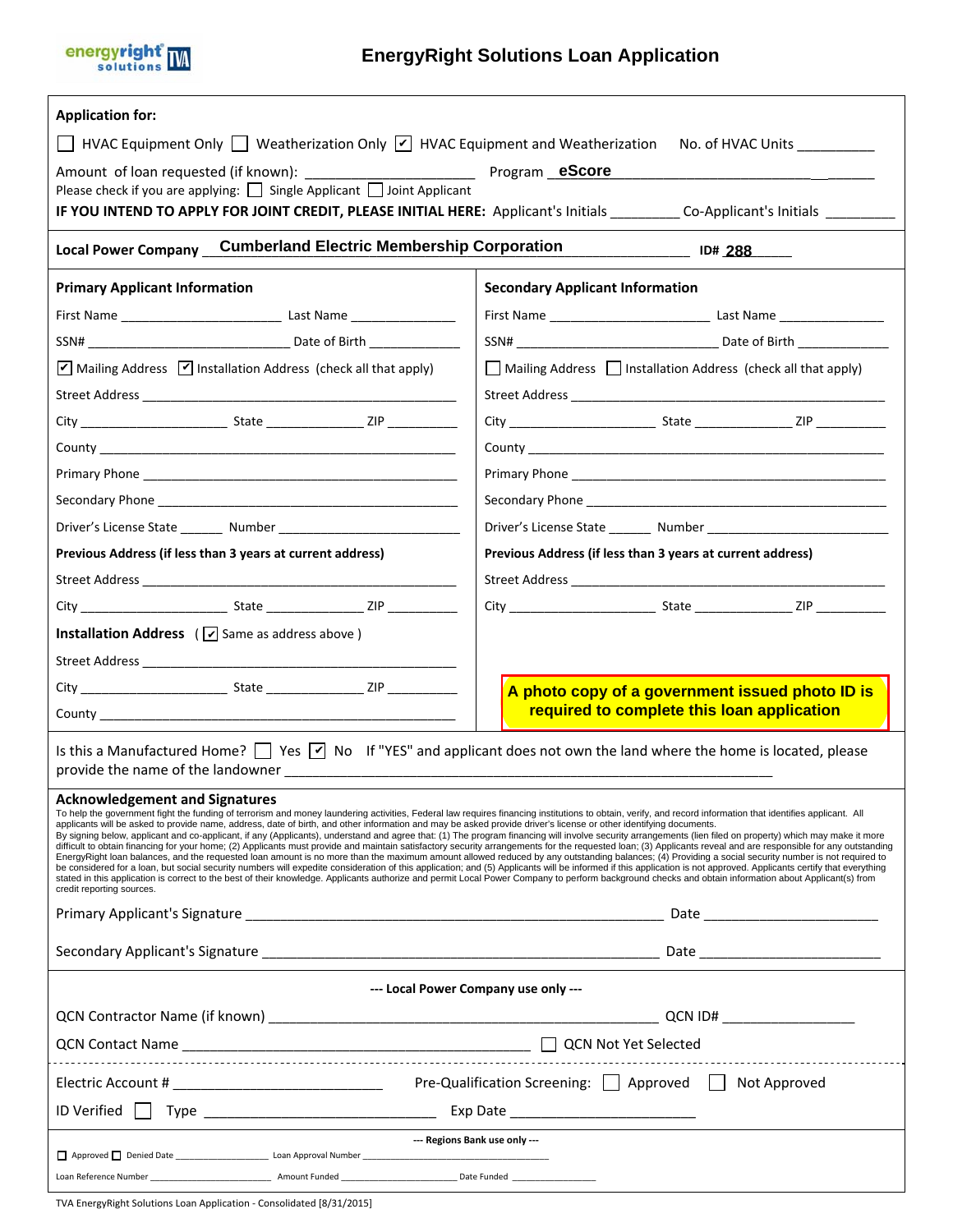energyright solutions TVA

# EnergyRight Solutions Loan Application

**Application for:**

☐ HVAC Equipment Only ☐ Weatherization Only ☑ HVAC Equipment and Weatherization No. of HVAC Units __________

Amount of loan requested (if known): ____________________ Program **eScore** ____________________

Please check if you are applying: ☐ Single Applicant ☐ Joint Applicant

**IF YOU INTEND TO APPLY FOR JOINT CREDIT, PLEASE INITIAL HERE:** Applicant's Initials _________ Co-Applicant's Initials _________

**Local Power Company** **Cumberland Electric Membership Corporation** **ID# 288**

| **Primary Applicant Information** | **Secondary Applicant Information** |
|---|---|
| First Name ____________ Last Name ____________ | First Name ____________ Last Name ____________ |
| SSN# ____________ Date of Birth ____________ | SSN# ____________ Date of Birth ____________ |
| ☑ Mailing Address ☑ Installation Address (check all that apply) | ☐ Mailing Address ☐ Installation Address (check all that apply) |
| Street Address ____________ | Street Address ____________ |
| City ____________ State ____________ ZIP ____________ | City ____________ State ____________ ZIP ____________ |
| County ____________ | County ____________ |
| Primary Phone ____________ | Primary Phone ____________ |
| Secondary Phone ____________ | Secondary Phone ____________ |
| Driver's License State ______ Number ____________ | Driver's License State ______ Number ____________ |
| **Previous Address (if less than 3 years at current address)** | **Previous Address (if less than 3 years at current address)** |
| Street Address ____________ | Street Address ____________ |
| City ____________ State ____________ ZIP ____________ | City ____________ State ____________ ZIP ____________ |
| **Installation Address** ( ☑ Same as address above ) | |
| Street Address ____________ | |
| City ____________ State ____________ ZIP ____________ | **A photo copy of a government issued photo ID is required to complete this loan application** |
| County ____________ | |

Is this a Manufactured Home? ☐ Yes ☑ No If "YES" and applicant does not own the land where the home is located, please provide the name of the landowner ____________________

**Acknowledgement and Signatures**

To help the government fight the funding of terrorism and money laundering activities, Federal law requires financing institutions to obtain, verify, and record information that identifies applicant. All applicants will be asked to provide name, address, date of birth, and other information and may be asked provide driver's license or other identifying documents.

By signing below, applicant and co-applicant, if any (Applicants), understand and agree that: (1) The program financing will involve security arrangements (lien filed on property) which may make it more difficult to obtain financing for your home; (2) Applicants must provide and maintain satisfactory security arrangements for the requested loan; (3) Applicants reveal and are responsible for any outstanding EnergyRight loan balances, and the requested loan amount is no more than the maximum amount allowed reduced by any outstanding balances; (4) Providing a social security number is not required to be considered for a loan, but social security numbers will expedite consideration of this application; and (5) Applicants will be informed if this application is not approved. Applicants certify that everything stated in this application is correct to the best of their knowledge. Applicants authorize and permit Local Power Company to perform background checks and obtain information about Applicant(s) from credit reporting sources.

Primary Applicant's Signature ____________________ Date ____________

Secondary Applicant's Signature ____________________ Date ____________

**--- Local Power Company use only ---**

QCN Contractor Name (if known) ____________________ QCN ID# ____________

QCN Contact Name ____________________ ☐ QCN Not Yet Selected

Electric Account # ____________________ Pre-Qualification Screening: ☐ Approved ☐ Not Approved

ID Verified ☐ Type ____________________ Exp Date ____________

**--- Regions Bank use only ---**

☐ Approved ☐ Denied Date ____________ Loan Approval Number ____________

Loan Reference Number ____________ Amount Funded ____________ Date Funded ____________

TVA EnergyRight Solutions Loan Application - Consolidated [8/31/2015]